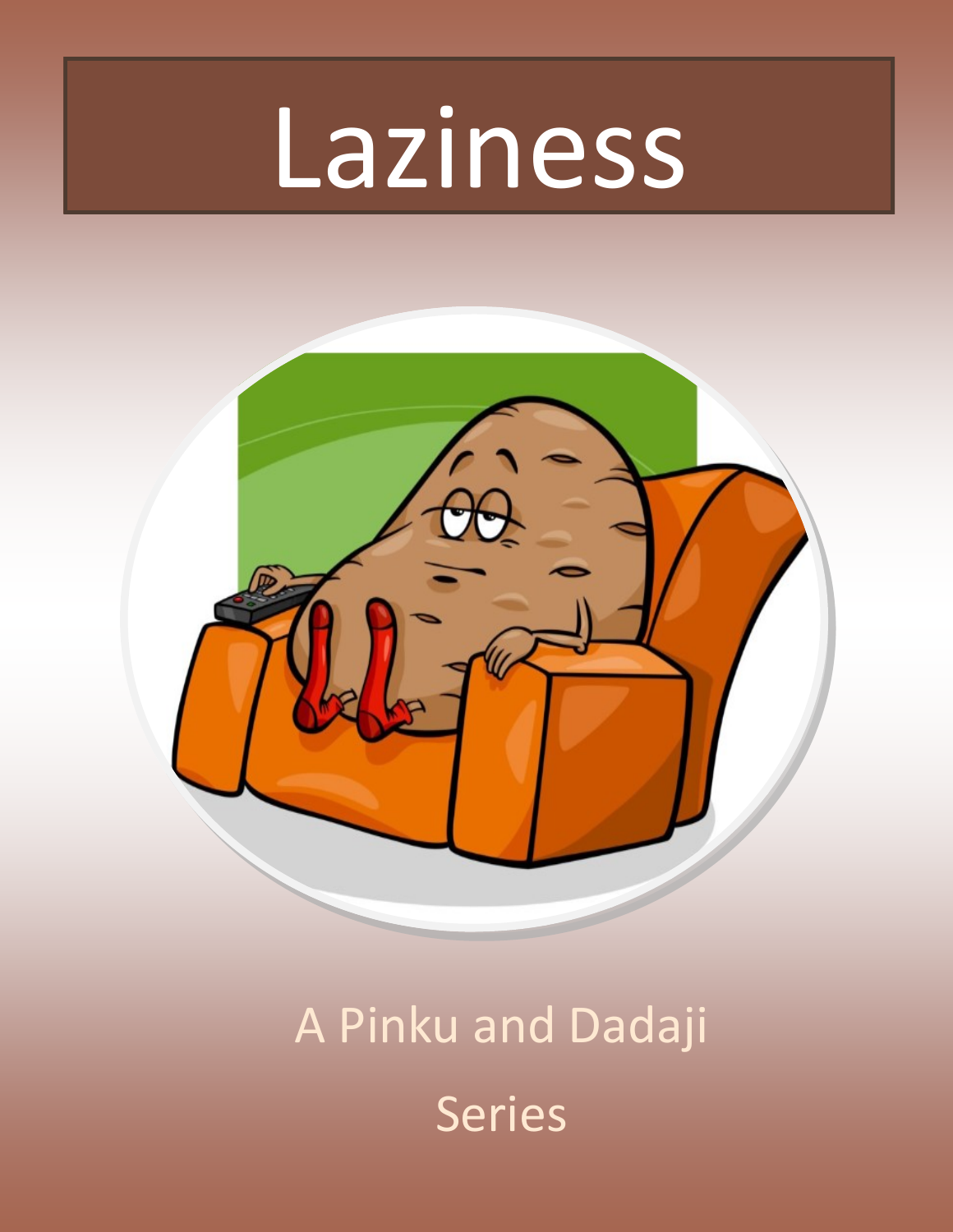# Laziness

A Pinku and Dadaji

Series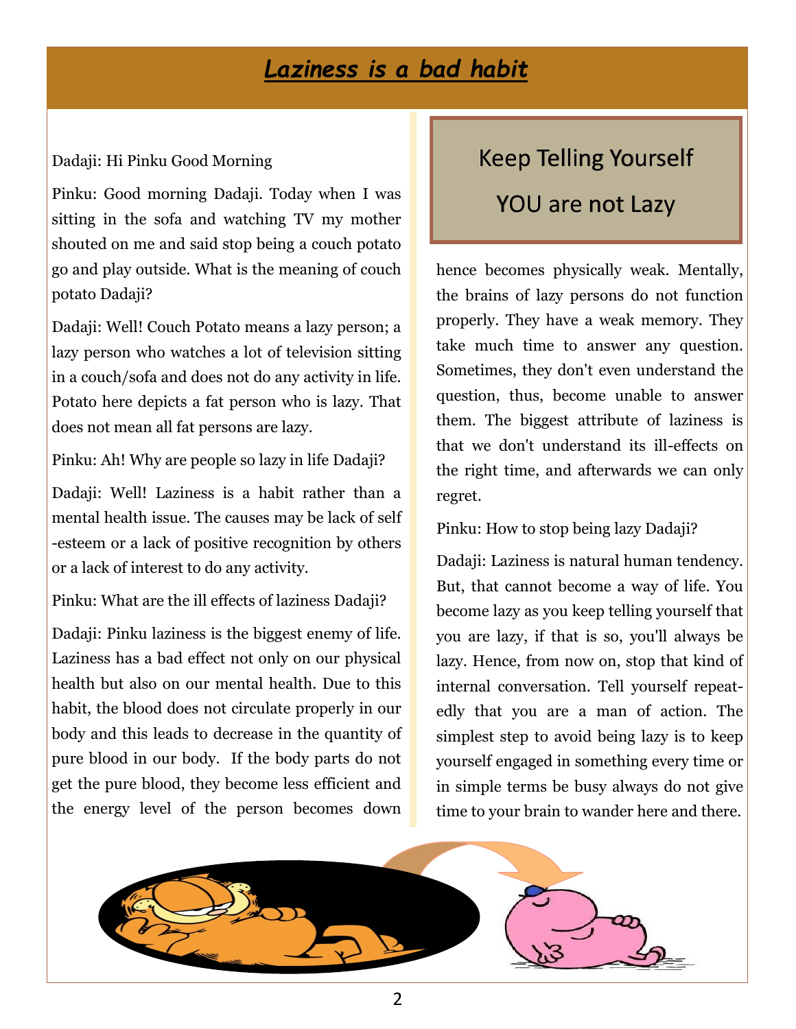# *Laziness is a bad habit*

Dadaji: Hi Pinku Good Morning

Pinku: Good morning Dadaji. Today when I was sitting in the sofa and watching TV my mother shouted on me and said stop being a couch potato go and play outside. What is the meaning of couch potato Dadaji?

Dadaji: Well! Couch Potato means a lazy person; a lazy person who watches a lot of television sitting in a couch/sofa and does not do any activity in life. Potato here depicts a fat person who is lazy. That does not mean all fat persons are lazy.

Pinku: Ah! Why are people so lazy in life Dadaji?

Dadaji: Well! Laziness is a habit rather than a mental health issue. The causes may be lack of self-esteem or a lack of positive recognition by others or a lack of interest to do any activity.

Pinku: What are the ill effects of laziness Dadaji?

Dadaji: Pinku laziness is the biggest enemy of life. Laziness has a bad effect not only on our physical health but also on our mental health. Due to this habit, the blood does not circulate properly in our body and this leads to decrease in the quantity of pure blood in our body. If the body parts do not get the pure blood, they become less efficient and the energy level of the person becomes down hence becomes physically weak. Mentally, the brains of lazy persons do not function properly. They have a weak memory. They take much time to answer any question. Sometimes, they don't even understand the question, thus, become unable to answer them. The biggest attribute of laziness is that we don't understand its ill-effects on the right time, and afterwards we can only regret.

> Keep Telling Yourself
>
> YOU are not Lazy

Pinku: How to stop being lazy Dadaji?

Dadaji: Laziness is natural human tendency. But, that cannot become a way of life. You become lazy as you keep telling yourself that you are lazy, if that is so, you'll always be lazy. Hence, from now on, stop that kind of internal conversation. Tell yourself repeatedly that you are a man of action. The simplest step to avoid being lazy is to keep yourself engaged in something every time or in simple terms be busy always do not give time to your brain to wander here and there.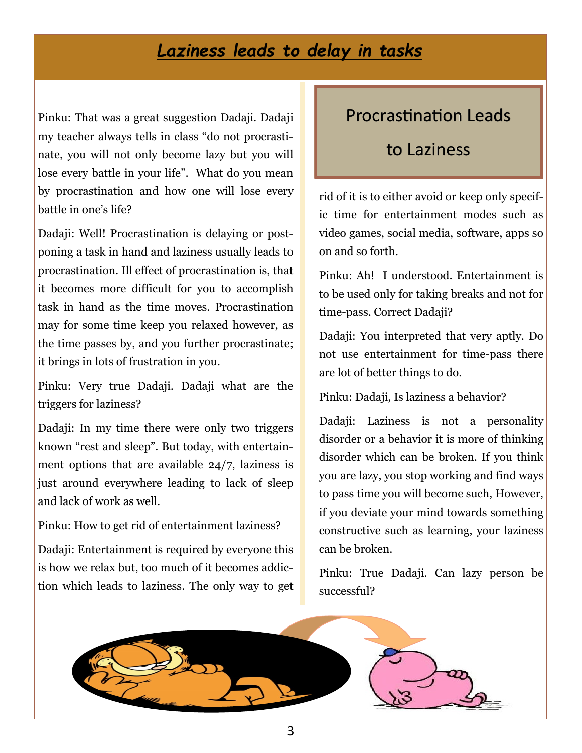# *Laziness leads to delay in tasks*

Pinku: That was a great suggestion Dadaji. Dadaji my teacher always tells in class "do not procrastinate, you will not only become lazy but you will lose every battle in your life". What do you mean by procrastination and how one will lose every battle in one's life?

Dadaji: Well! Procrastination is delaying or postponing a task in hand and laziness usually leads to procrastination. Ill effect of procrastination is, that it becomes more difficult for you to accomplish task in hand as the time moves. Procrastination may for some time keep you relaxed however, as the time passes by, and you further procrastinate; it brings in lots of frustration in you.

Pinku: Very true Dadaji. Dadaji what are the triggers for laziness?

Dadaji: In my time there were only two triggers known "rest and sleep". But today, with entertainment options that are available 24/7, laziness is just around everywhere leading to lack of sleep and lack of work as well.

Pinku: How to get rid of entertainment laziness?

Dadaji: Entertainment is required by everyone this is how we relax but, too much of it becomes addiction which leads to laziness. The only way to get rid of it is to either avoid or keep only specific time for entertainment modes such as video games, social media, software, apps so on and so forth.

## Procrastination Leads to Laziness

Pinku: Ah! I understood. Entertainment is to be used only for taking breaks and not for time-pass. Correct Dadaji?

Dadaji: You interpreted that very aptly. Do not use entertainment for time-pass there are lot of better things to do.

Pinku: Dadaji, Is laziness a behavior?

Dadaji: Laziness is not a personality disorder or a behavior it is more of thinking disorder which can be broken. If you think you are lazy, you stop working and find ways to pass time you will become such, However, if you deviate your mind towards something constructive such as learning, your laziness can be broken.

Pinku: True Dadaji. Can lazy person be successful?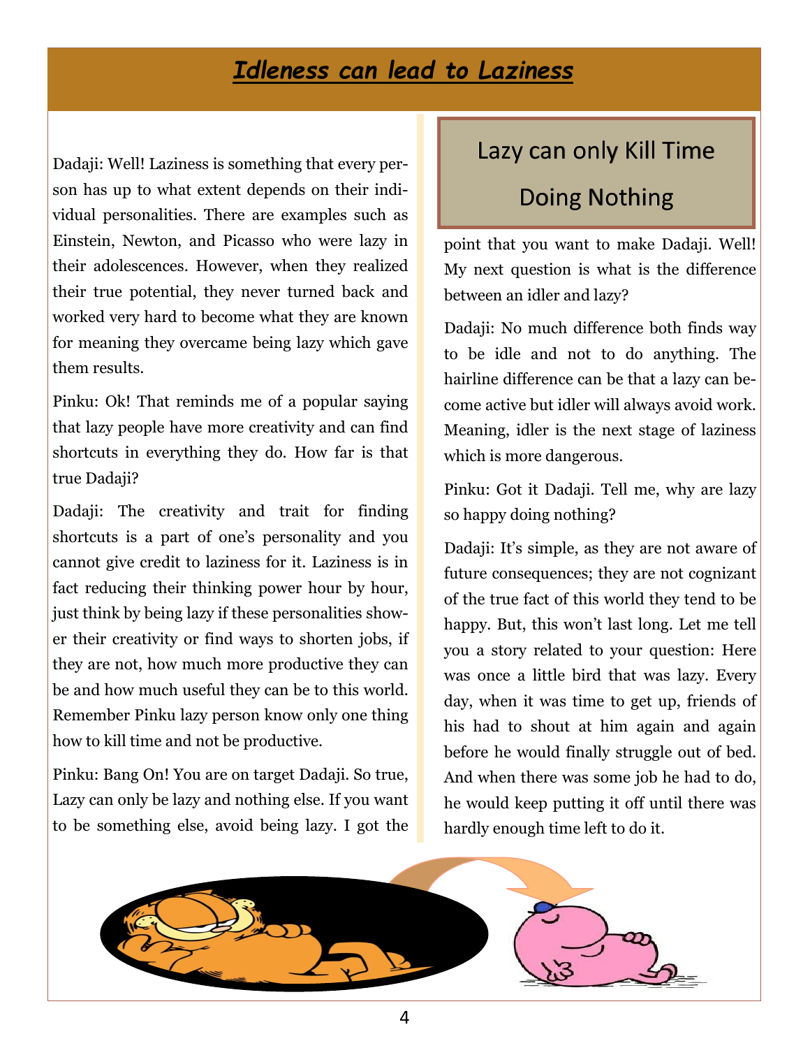# *Idleness can lead to Laziness*

Dadaji: Well! Laziness is something that every person has up to what extent depends on their individual personalities. There are examples such as Einstein, Newton, and Picasso who were lazy in their adolescences. However, when they realized their true potential, they never turned back and worked very hard to become what they are known for meaning they overcame being lazy which gave them results.

Pinku: Ok! That reminds me of a popular saying that lazy people have more creativity and can find shortcuts in everything they do. How far is that true Dadaji?

Dadaji: The creativity and trait for finding shortcuts is a part of one's personality and you cannot give credit to laziness for it. Laziness is in fact reducing their thinking power hour by hour, just think by being lazy if these personalities shower their creativity or find ways to shorten jobs, if they are not, how much more productive they can be and how much useful they can be to this world. Remember Pinku lazy person know only one thing how to kill time and not be productive.

Pinku: Bang On! You are on target Dadaji. So true, Lazy can only be lazy and nothing else. If you want to be something else, avoid being lazy. I got the point that you want to make Dadaji. Well! My next question is what is the difference between an idler and lazy?

## Lazy can only Kill Time Doing Nothing

Dadaji: No much difference both finds way to be idle and not to do anything. The hairline difference can be that a lazy can become active but idler will always avoid work. Meaning, idler is the next stage of laziness which is more dangerous.

Pinku: Got it Dadaji. Tell me, why are lazy so happy doing nothing?

Dadaji: It's simple, as they are not aware of future consequences; they are not cognizant of the true fact of this world they tend to be happy. But, this won't last long. Let me tell you a story related to your question: Here was once a little bird that was lazy. Every day, when it was time to get up, friends of his had to shout at him again and again before he would finally struggle out of bed. And when there was some job he had to do, he would keep putting it off until there was hardly enough time left to do it.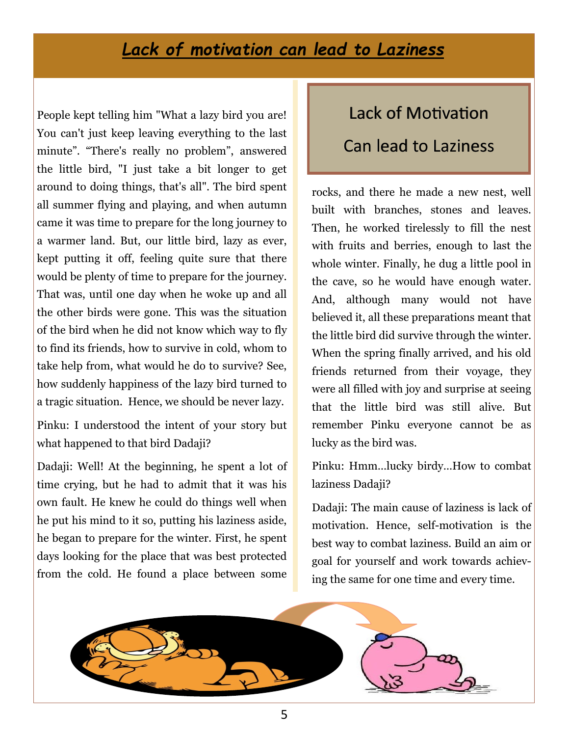# *Lack of motivation can lead to Laziness*

People kept telling him "What a lazy bird you are! You can't just keep leaving everything to the last minute". "There's really no problem", answered the little bird, "I just take a bit longer to get around to doing things, that's all". The bird spent all summer flying and playing, and when autumn came it was time to prepare for the long journey to a warmer land. But, our little bird, lazy as ever, kept putting it off, feeling quite sure that there would be plenty of time to prepare for the journey. That was, until one day when he woke up and all the other birds were gone. This was the situation of the bird when he did not know which way to fly to find its friends, how to survive in cold, whom to take help from, what would he do to survive? See, how suddenly happiness of the lazy bird turned to a tragic situation. Hence, we should be never lazy.

Pinku: I understood the intent of your story but what happened to that bird Dadaji?

Dadaji: Well! At the beginning, he spent a lot of time crying, but he had to admit that it was his own fault. He knew he could do things well when he put his mind to it so, putting his laziness aside, he began to prepare for the winter. First, he spent days looking for the place that was best protected from the cold. He found a place between some rocks, and there he made a new nest, well built with branches, stones and leaves. Then, he worked tirelessly to fill the nest with fruits and berries, enough to last the whole winter. Finally, he dug a little pool in the cave, so he would have enough water. And, although many would not have believed it, all these preparations meant that the little bird did survive through the winter. When the spring finally arrived, and his old friends returned from their voyage, they were all filled with joy and surprise at seeing that the little bird was still alive. But remember Pinku everyone cannot be as lucky as the bird was.

> Lack of Motivation
>
> Can lead to Laziness

Pinku: Hmm…lucky birdy…How to combat laziness Dadaji?

Dadaji: The main cause of laziness is lack of motivation. Hence, self-motivation is the best way to combat laziness. Build an aim or goal for yourself and work towards achieving the same for one time and every time.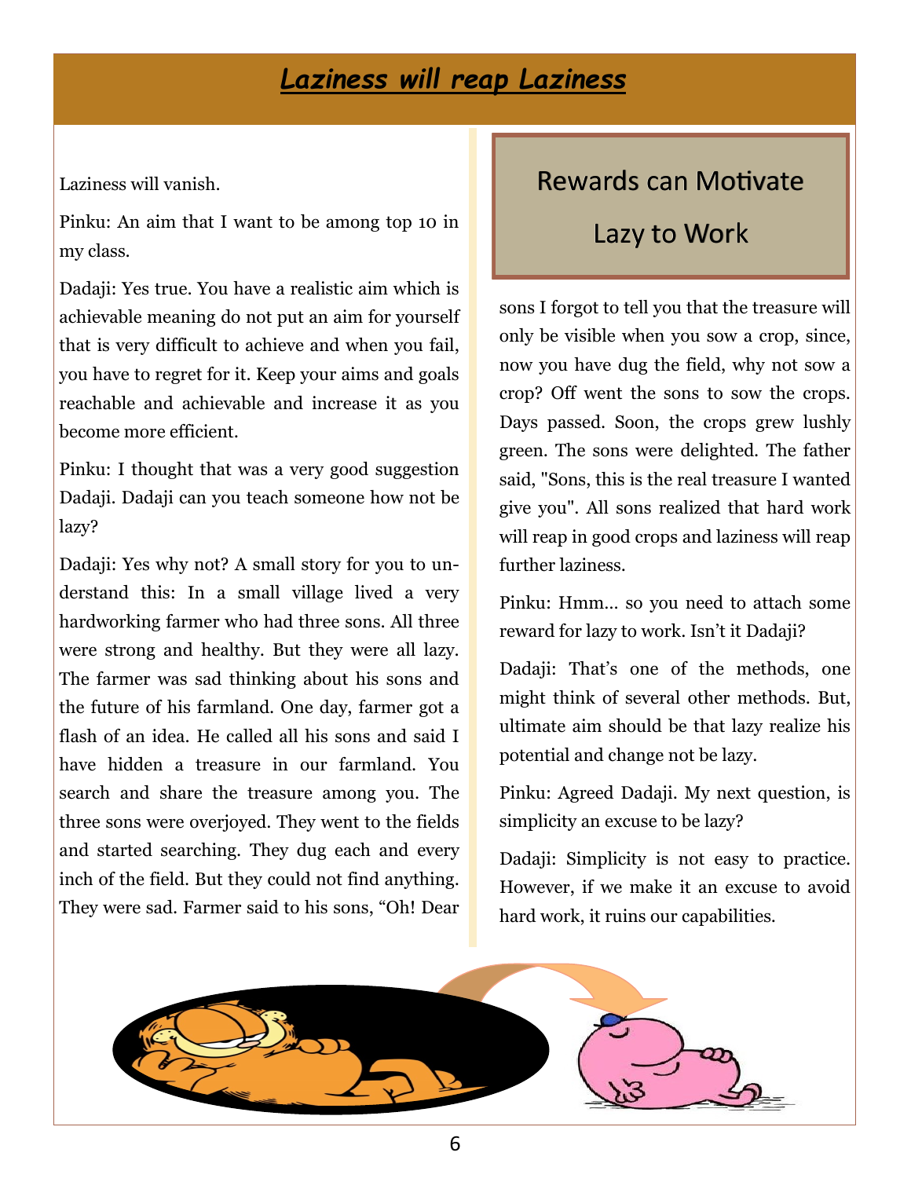# *Laziness will reap Laziness*

Laziness will vanish.

Pinku: An aim that I want to be among top 10 in my class.

Dadaji: Yes true. You have a realistic aim which is achievable meaning do not put an aim for yourself that is very difficult to achieve and when you fail, you have to regret for it. Keep your aims and goals reachable and achievable and increase it as you become more efficient.

Pinku: I thought that was a very good suggestion Dadaji. Dadaji can you teach someone how not be lazy?

Dadaji: Yes why not? A small story for you to understand this: In a small village lived a very hardworking farmer who had three sons. All three were strong and healthy. But they were all lazy. The farmer was sad thinking about his sons and the future of his farmland. One day, farmer got a flash of an idea. He called all his sons and said I have hidden a treasure in our farmland. You search and share the treasure among you. The three sons were overjoyed. They went to the fields and started searching. They dug each and every inch of the field. But they could not find anything. They were sad. Farmer said to his sons, “Oh! Dear sons I forgot to tell you that the treasure will only be visible when you sow a crop, since, now you have dug the field, why not sow a crop? Off went the sons to sow the crops. Days passed. Soon, the crops grew lushly green. The sons were delighted. The father said, "Sons, this is the real treasure I wanted give you". All sons realized that hard work will reap in good crops and laziness will reap further laziness.

## Rewards can Motivate Lazy to Work

Pinku: Hmm... so you need to attach some reward for lazy to work. Isn’t it Dadaji?

Dadaji: That’s one of the methods, one might think of several other methods. But, ultimate aim should be that lazy realize his potential and change not be lazy.

Pinku: Agreed Dadaji. My next question, is simplicity an excuse to be lazy?

Dadaji: Simplicity is not easy to practice. However, if we make it an excuse to avoid hard work, it ruins our capabilities.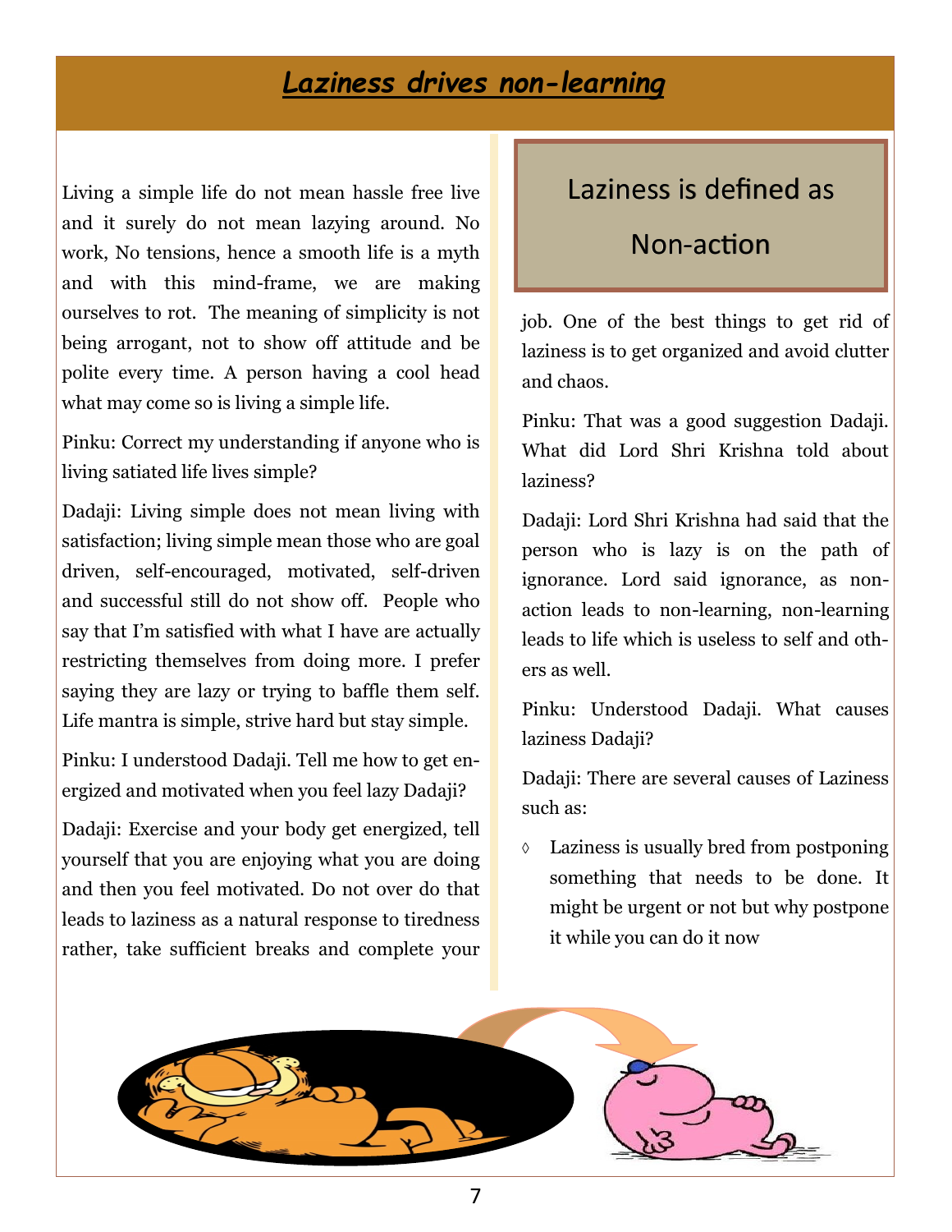# *Laziness drives non-learning*

Living a simple life do not mean hassle free live and it surely do not mean lazying around. No work, No tensions, hence a smooth life is a myth and with this mind-frame, we are making ourselves to rot. The meaning of simplicity is not being arrogant, not to show off attitude and be polite every time. A person having a cool head what may come so is living a simple life.

Pinku: Correct my understanding if anyone who is living satiated life lives simple?

Dadaji: Living simple does not mean living with satisfaction; living simple mean those who are goal driven, self-encouraged, motivated, self-driven and successful still do not show off. People who say that I'm satisfied with what I have are actually restricting themselves from doing more. I prefer saying they are lazy or trying to baffle them self. Life mantra is simple, strive hard but stay simple.

Pinku: I understood Dadaji. Tell me how to get energized and motivated when you feel lazy Dadaji?

Dadaji: Exercise and your body get energized, tell yourself that you are enjoying what you are doing and then you feel motivated. Do not over do that leads to laziness as a natural response to tiredness rather, take sufficient breaks and complete your job. One of the best things to get rid of laziness is to get organized and avoid clutter and chaos.

> Laziness is defined as
>
> Non-action

Pinku: That was a good suggestion Dadaji. What did Lord Shri Krishna told about laziness?

Dadaji: Lord Shri Krishna had said that the person who is lazy is on the path of ignorance. Lord said ignorance, as non-action leads to non-learning, non-learning leads to life which is useless to self and others as well.

Pinku: Understood Dadaji. What causes laziness Dadaji?

Dadaji: There are several causes of Laziness such as:

- Laziness is usually bred from postponing something that needs to be done. It might be urgent or not but why postpone it while you can do it now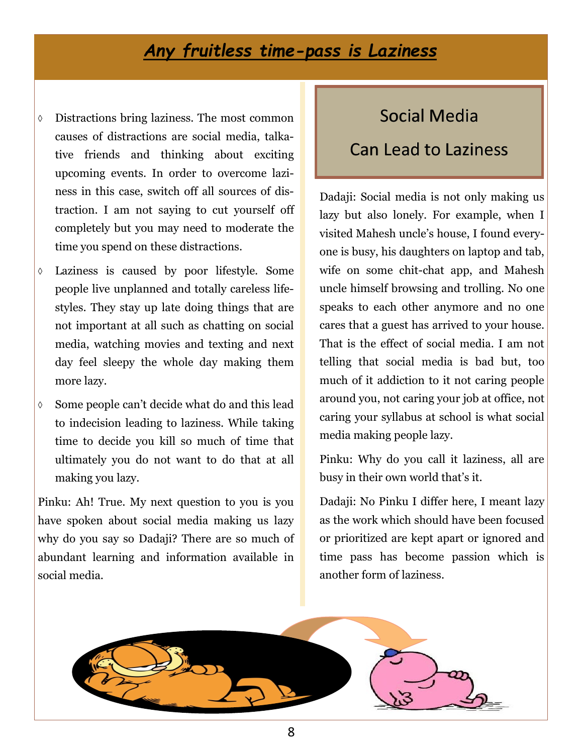# *Any fruitless time-pass is Laziness*

- Distractions bring laziness. The most common causes of distractions are social media, talkative friends and thinking about exciting upcoming events. In order to overcome laziness in this case, switch off all sources of distraction. I am not saying to cut yourself off completely but you may need to moderate the time you spend on these distractions.
- Laziness is caused by poor lifestyle. Some people live unplanned and totally careless lifestyles. They stay up late doing things that are not important at all such as chatting on social media, watching movies and texting and next day feel sleepy the whole day making them more lazy.
- Some people can't decide what do and this lead to indecision leading to laziness. While taking time to decide you kill so much of time that ultimately you do not want to do that at all making you lazy.

Pinku: Ah! True. My next question to you is you have spoken about social media making us lazy why do you say so Dadaji? There are so much of abundant learning and information available in social media.

## Social Media Can Lead to Laziness

Dadaji: Social media is not only making us lazy but also lonely. For example, when I visited Mahesh uncle's house, I found everyone is busy, his daughters on laptop and tab, wife on some chit-chat app, and Mahesh uncle himself browsing and trolling. No one speaks to each other anymore and no one cares that a guest has arrived to your house. That is the effect of social media. I am not telling that social media is bad but, too much of it addiction to it not caring people around you, not caring your job at office, not caring your syllabus at school is what social media making people lazy.

Pinku: Why do you call it laziness, all are busy in their own world that's it.

Dadaji: No Pinku I differ here, I meant lazy as the work which should have been focused or prioritized are kept apart or ignored and time pass has become passion which is another form of laziness.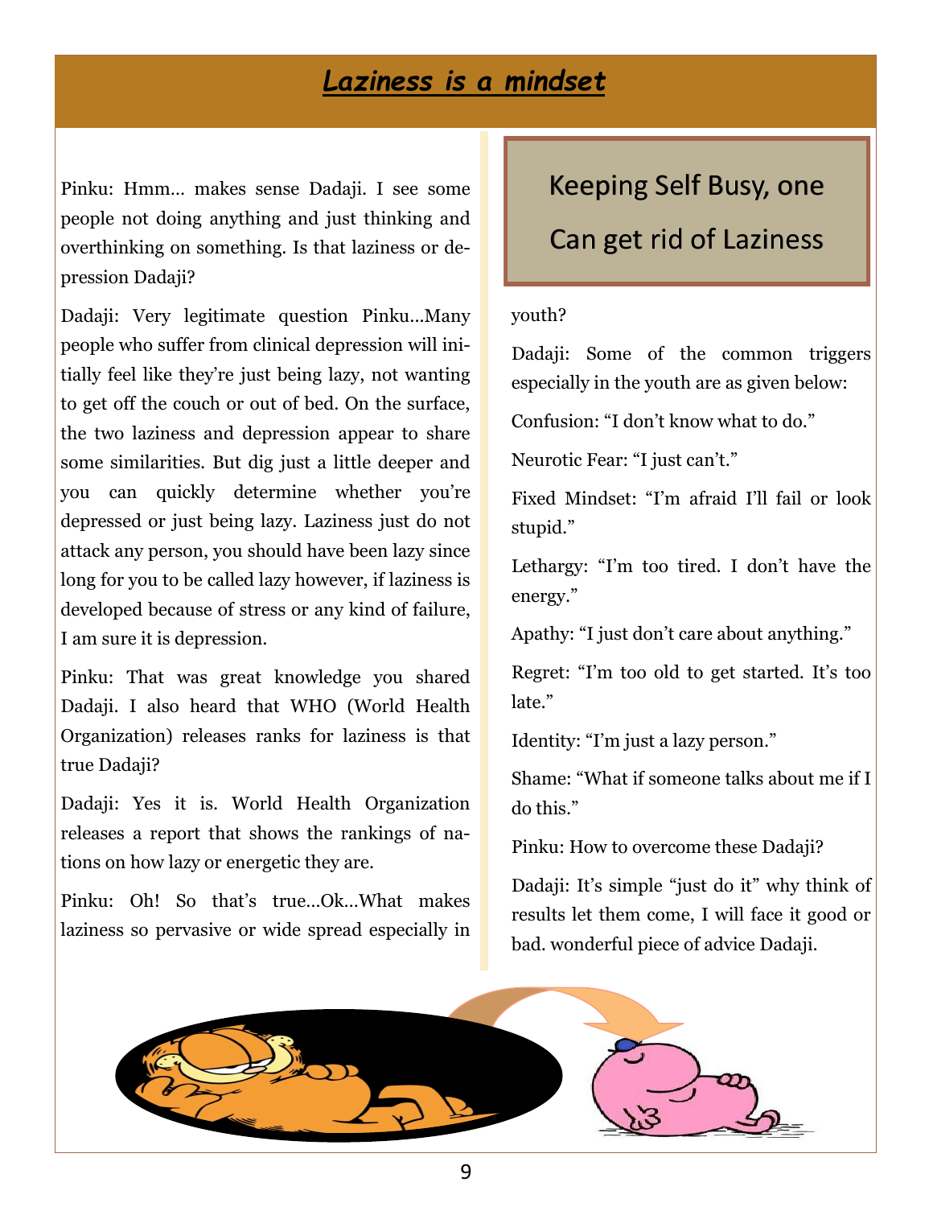# *Laziness is a mindset*

Pinku: Hmm… makes sense Dadaji. I see some people not doing anything and just thinking and overthinking on something. Is that laziness or depression Dadaji?

Dadaji: Very legitimate question Pinku…Many people who suffer from clinical depression will initially feel like they're just being lazy, not wanting to get off the couch or out of bed. On the surface, the two laziness and depression appear to share some similarities. But dig just a little deeper and you can quickly determine whether you're depressed or just being lazy. Laziness just do not attack any person, you should have been lazy since long for you to be called lazy however, if laziness is developed because of stress or any kind of failure, I am sure it is depression.

Pinku: That was great knowledge you shared Dadaji. I also heard that WHO (World Health Organization) releases ranks for laziness is that true Dadaji?

Dadaji: Yes it is. World Health Organization releases a report that shows the rankings of nations on how lazy or energetic they are.

Pinku: Oh! So that's true…Ok…What makes laziness so pervasive or wide spread especially in youth?

> Keeping Self Busy, one Can get rid of Laziness

Dadaji: Some of the common triggers especially in the youth are as given below:

Confusion: "I don't know what to do."

Neurotic Fear: "I just can't."

Fixed Mindset: "I'm afraid I'll fail or look stupid."

Lethargy: "I'm too tired. I don't have the energy."

Apathy: "I just don't care about anything."

Regret: "I'm too old to get started. It's too late."

Identity: "I'm just a lazy person."

Shame: "What if someone talks about me if I do this."

Pinku: How to overcome these Dadaji?

Dadaji: It's simple "just do it" why think of results let them come, I will face it good or bad. wonderful piece of advice Dadaji.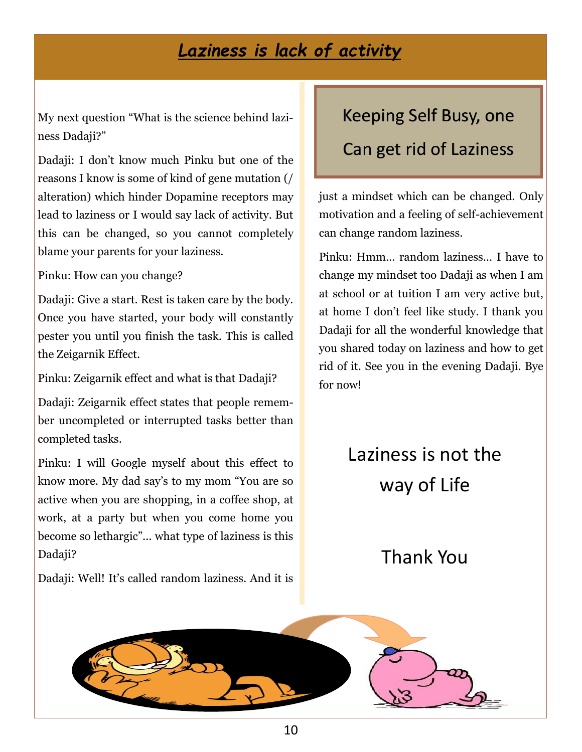# *Laziness is lack of activity*

My next question "What is the science behind laziness Dadaji?"

Dadaji: I don't know much Pinku but one of the reasons I know is some of kind of gene mutation (/ alteration) which hinder Dopamine receptors may lead to laziness or I would say lack of activity. But this can be changed, so you cannot completely blame your parents for your laziness.

Pinku: How can you change?

Dadaji: Give a start. Rest is taken care by the body. Once you have started, your body will constantly pester you until you finish the task. This is called the Zeigarnik Effect.

Pinku: Zeigarnik effect and what is that Dadaji?

Dadaji: Zeigarnik effect states that people remember uncompleted or interrupted tasks better than completed tasks.

Pinku: I will Google myself about this effect to know more. My dad say's to my mom "You are so active when you are shopping, in a coffee shop, at work, at a party but when you come home you become so lethargic"... what type of laziness is this Dadaji?

Dadaji: Well! It's called random laziness. And it is just a mindset which can be changed. Only motivation and a feeling of self-achievement can change random laziness.

Pinku: Hmm... random laziness... I have to change my mindset too Dadaji as when I am at school or at tuition I am very active but, at home I don't feel like study. I thank you Dadaji for all the wonderful knowledge that you shared today on laziness and how to get rid of it. See you in the evening Dadaji. Bye for now!

> Keeping Self Busy, one Can get rid of Laziness

Laziness is not the way of Life

Thank You